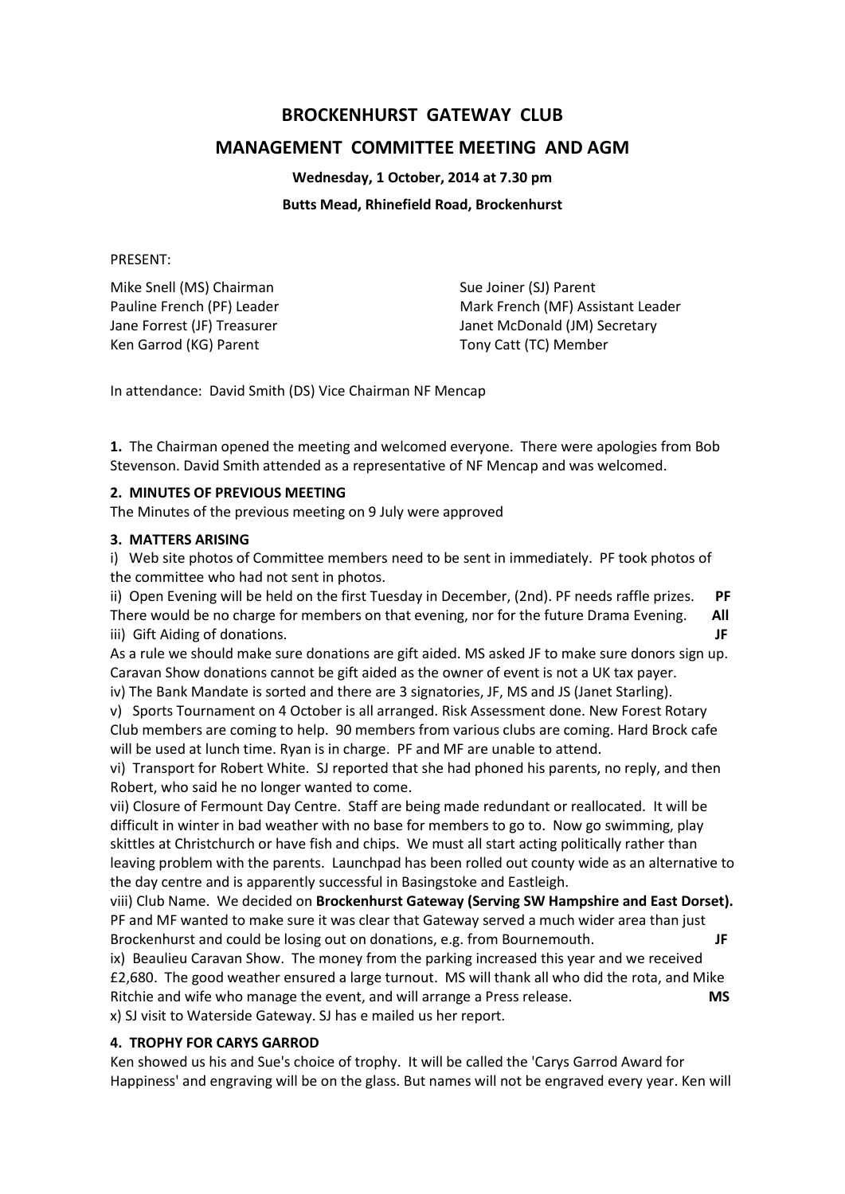# BROCKENHURST GATEWAY CLUB

## MANAGEMENT COMMITTEE MEETING AND AGM

**Wednesday, 1 October, 2014 at 7.30 pm**

**Butts Mead, Rhinefield Road, Brockenhurst**

PRESENT:

Mike Snell (MS) Chairman
Pauline French (PF) Leader
Jane Forrest (JF) Treasurer
Ken Garrod (KG) Parent
Sue Joiner (SJ) Parent
Mark French (MF) Assistant Leader
Janet McDonald (JM) Secretary
Tony Catt (TC) Member

In attendance: David Smith (DS) Vice Chairman NF Mencap

**1.** The Chairman opened the meeting and welcomed everyone. There were apologies from Bob Stevenson. David Smith attended as a representative of NF Mencap and was welcomed.

**2. MINUTES OF PREVIOUS MEETING**

The Minutes of the previous meeting on 9 July were approved

**3. MATTERS ARISING**

i) Web site photos of Committee members need to be sent in immediately. PF took photos of the committee who had not sent in photos.

ii) Open Evening will be held on the first Tuesday in December, (2nd). PF needs raffle prizes. **PF**
There would be no charge for members on that evening, nor for the future Drama Evening. **All**

iii) Gift Aiding of donations. **JF**
As a rule we should make sure donations are gift aided. MS asked JF to make sure donors sign up. Caravan Show donations cannot be gift aided as the owner of event is not a UK tax payer.

iv) The Bank Mandate is sorted and there are 3 signatories, JF, MS and JS (Janet Starling).

v) Sports Tournament on 4 October is all arranged. Risk Assessment done. New Forest Rotary Club members are coming to help. 90 members from various clubs are coming. Hard Brock cafe will be used at lunch time. Ryan is in charge. PF and MF are unable to attend.

vi) Transport for Robert White. SJ reported that she had phoned his parents, no reply, and then Robert, who said he no longer wanted to come.

vii) Closure of Fermount Day Centre. Staff are being made redundant or reallocated. It will be difficult in winter in bad weather with no base for members to go to. Now go swimming, play skittles at Christchurch or have fish and chips. We must all start acting politically rather than leaving problem with the parents. Launchpad has been rolled out county wide as an alternative to the day centre and is apparently successful in Basingstoke and Eastleigh.

viii) Club Name. We decided on **Brockenhurst Gateway (Serving SW Hampshire and East Dorset).** PF and MF wanted to make sure it was clear that Gateway served a much wider area than just Brockenhurst and could be losing out on donations, e.g. from Bournemouth. **JF**

ix) Beaulieu Caravan Show. The money from the parking increased this year and we received £2,680. The good weather ensured a large turnout. MS will thank all who did the rota, and Mike Ritchie and wife who manage the event, and will arrange a Press release. **MS**

x) SJ visit to Waterside Gateway. SJ has e mailed us her report.

**4. TROPHY FOR CARYS GARROD**

Ken showed us his and Sue's choice of trophy. It will be called the 'Carys Garrod Award for Happiness' and engraving will be on the glass. But names will not be engraved every year. Ken will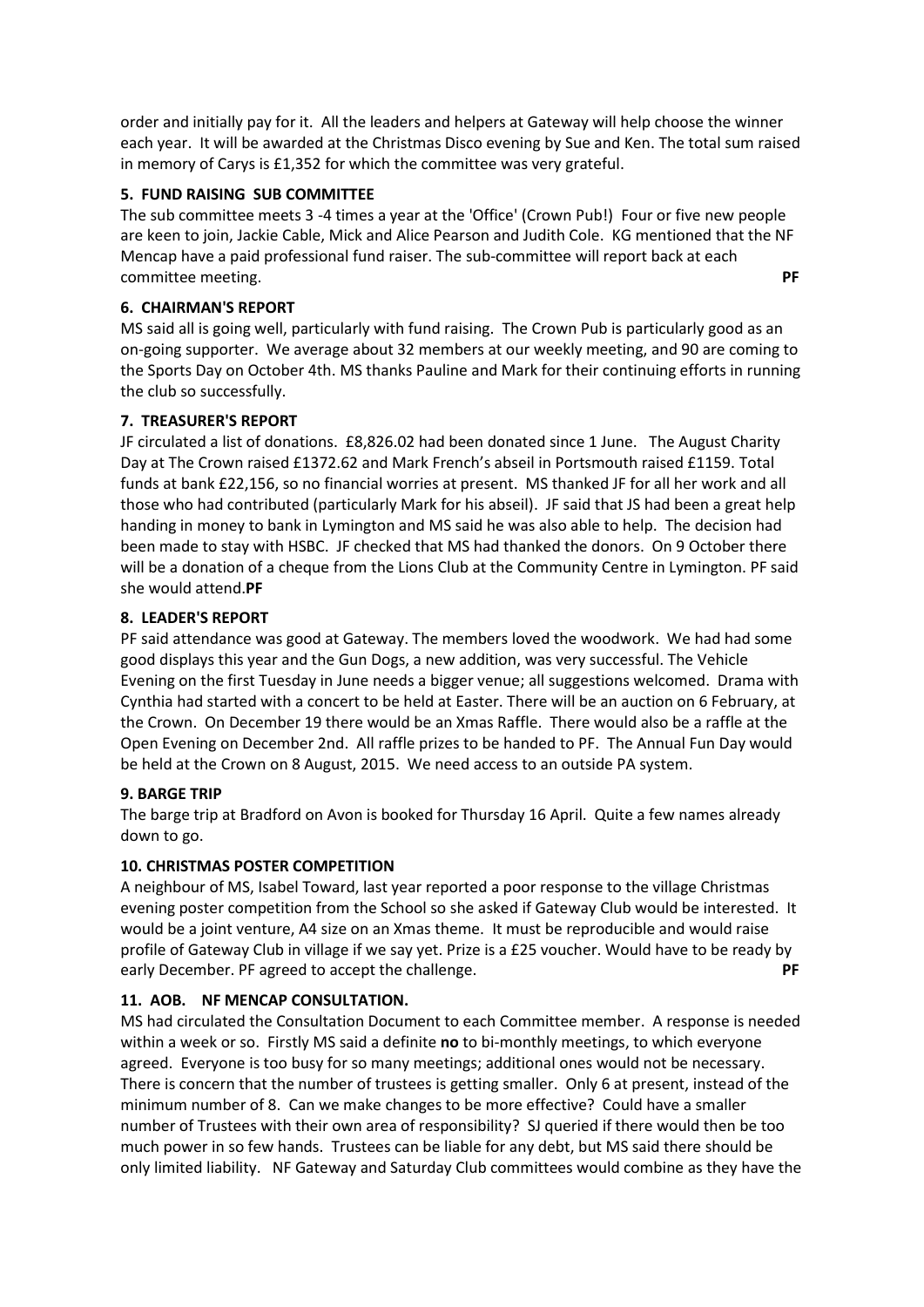order and initially pay for it. All the leaders and helpers at Gateway will help choose the winner each year. It will be awarded at the Christmas Disco evening by Sue and Ken. The total sum raised in memory of Carys is £1,352 for which the committee was very grateful.

**5. FUND RAISING SUB COMMITTEE**

The sub committee meets 3 -4 times a year at the 'Office' (Crown Pub!) Four or five new people are keen to join, Jackie Cable, Mick and Alice Pearson and Judith Cole. KG mentioned that the NF Mencap have a paid professional fund raiser. The sub-committee will report back at each committee meeting. **PF**

**6. CHAIRMAN'S REPORT**

MS said all is going well, particularly with fund raising. The Crown Pub is particularly good as an on-going supporter. We average about 32 members at our weekly meeting, and 90 are coming to the Sports Day on October 4th. MS thanks Pauline and Mark for their continuing efforts in running the club so successfully.

**7. TREASURER'S REPORT**

JF circulated a list of donations. £8,826.02 had been donated since 1 June. The August Charity Day at The Crown raised £1372.62 and Mark French's abseil in Portsmouth raised £1159. Total funds at bank £22,156, so no financial worries at present. MS thanked JF for all her work and all those who had contributed (particularly Mark for his abseil). JF said that JS had been a great help handing in money to bank in Lymington and MS said he was also able to help. The decision had been made to stay with HSBC. JF checked that MS had thanked the donors. On 9 October there will be a donation of a cheque from the Lions Club at the Community Centre in Lymington. PF said she would attend.**PF**

**8. LEADER'S REPORT**

PF said attendance was good at Gateway. The members loved the woodwork. We had had some good displays this year and the Gun Dogs, a new addition, was very successful. The Vehicle Evening on the first Tuesday in June needs a bigger venue; all suggestions welcomed. Drama with Cynthia had started with a concert to be held at Easter. There will be an auction on 6 February, at the Crown. On December 19 there would be an Xmas Raffle. There would also be a raffle at the Open Evening on December 2nd. All raffle prizes to be handed to PF. The Annual Fun Day would be held at the Crown on 8 August, 2015. We need access to an outside PA system.

**9. BARGE TRIP**

The barge trip at Bradford on Avon is booked for Thursday 16 April. Quite a few names already down to go.

**10. CHRISTMAS POSTER COMPETITION**

A neighbour of MS, Isabel Toward, last year reported a poor response to the village Christmas evening poster competition from the School so she asked if Gateway Club would be interested. It would be a joint venture, A4 size on an Xmas theme. It must be reproducible and would raise profile of Gateway Club in village if we say yet. Prize is a £25 voucher. Would have to be ready by early December. PF agreed to accept the challenge. **PF**

**11. AOB. NF MENCAP CONSULTATION.**

MS had circulated the Consultation Document to each Committee member. A response is needed within a week or so. Firstly MS said a definite **no** to bi-monthly meetings, to which everyone agreed. Everyone is too busy for so many meetings; additional ones would not be necessary. There is concern that the number of trustees is getting smaller. Only 6 at present, instead of the minimum number of 8. Can we make changes to be more effective? Could have a smaller number of Trustees with their own area of responsibility? SJ queried if there would then be too much power in so few hands. Trustees can be liable for any debt, but MS said there should be only limited liability. NF Gateway and Saturday Club committees would combine as they have the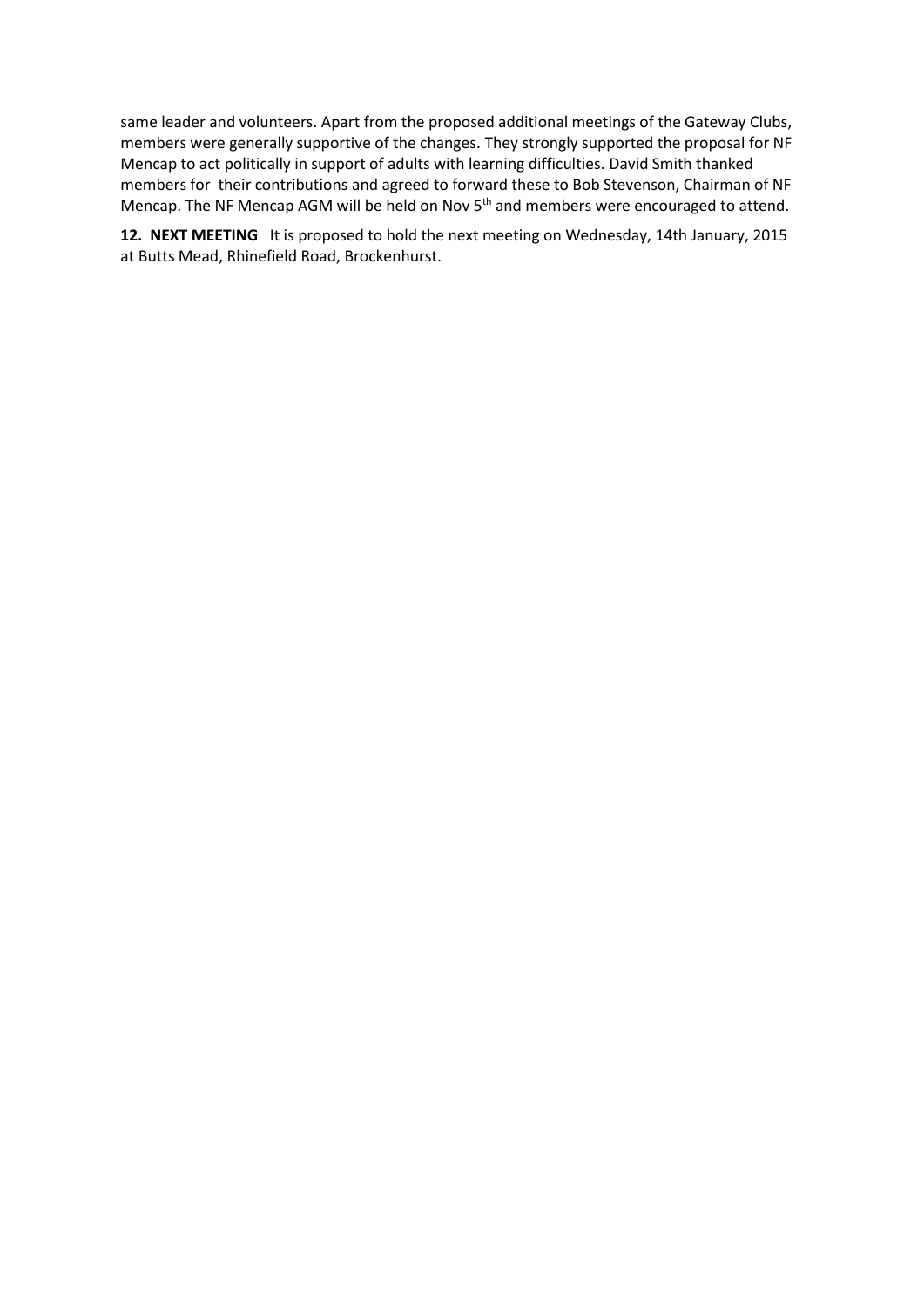same leader and volunteers. Apart from the proposed additional meetings of the Gateway Clubs, members were generally supportive of the changes. They strongly supported the proposal for NF Mencap to act politically in support of adults with learning difficulties. David Smith thanked members for their contributions and agreed to forward these to Bob Stevenson, Chairman of NF Mencap. The NF Mencap AGM will be held on Nov 5th and members were encouraged to attend.

**12. NEXT MEETING** It is proposed to hold the next meeting on Wednesday, 14th January, 2015 at Butts Mead, Rhinefield Road, Brockenhurst.